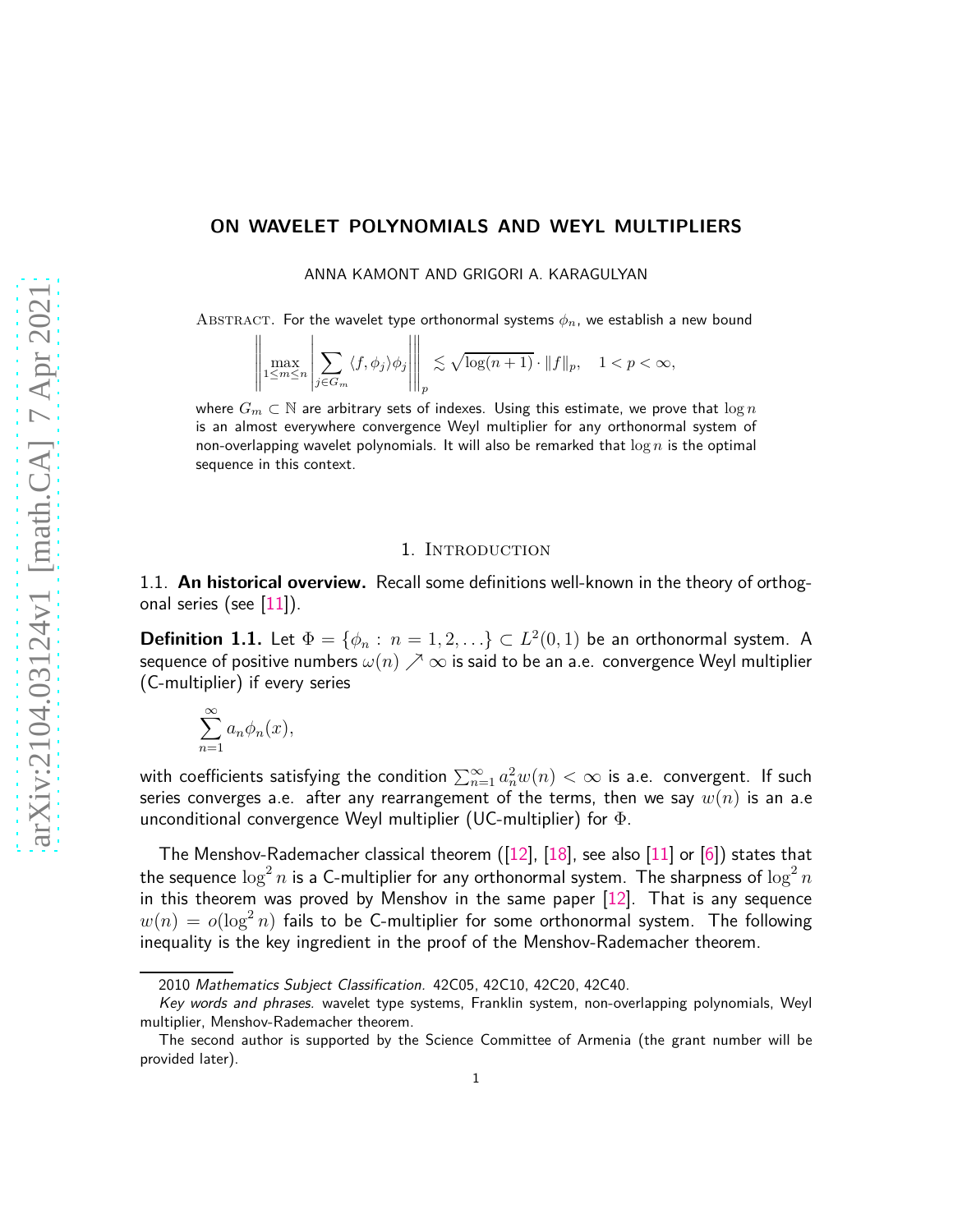# ON WAVELET POLYNOMIALS AND WEYL MULTIPLIERS

ANNA KAMONT AND GRIGORI A. KARAGULYAN

Abstract. For the wavelet type orthonormal systems $\phi_n$, we establish a new bound

$$\left\|\max_{1\le m\le n}\left|\sum_{j\in G_m}\langle f,\phi_j\rangle\phi_j\right|\right\|_p \lesssim \sqrt{\log(n+1)}\cdot\|f\|_p, \quad 1<p<\infty,$$

where $G_m\subset\mathbb{N}$ are arbitrary sets of indexes. Using this estimate, we prove that $\log n$ is an almost everywhere convergence Weyl multiplier for any orthonormal system of non-overlapping wavelet polynomials. It will also be remarked that $\log n$ is the optimal sequence in this context.

## 1. Introduction

1.1. **An historical overview.** Recall some definitions well-known in the theory of orthogonal series (see [11]).

**Definition 1.1.** Let $\Phi=\{\phi_n:\ n=1,2,\ldots\}\subset L^2(0,1)$ be an orthonormal system. A sequence of positive numbers $\omega(n)\nearrow\infty$ is said to be an a.e. convergence Weyl multiplier (C-multiplier) if every series

$$\sum_{n=1}^{\infty}a_n\phi_n(x),$$

with coefficients satisfying the condition $\sum_{n=1}^{\infty}a_n^2w(n)<\infty$ is a.e. convergent. If such series converges a.e. after any rearrangement of the terms, then we say $w(n)$ is an a.e unconditional convergence Weyl multiplier (UC-multiplier) for $\Phi$.

The Menshov-Rademacher classical theorem ([12], [18], see also [11] or [6]) states that the sequence $\log^2 n$ is a C-multiplier for any orthonormal system. The sharpness of $\log^2 n$ in this theorem was proved by Menshov in the same paper [12]. That is any sequence $w(n)=o(\log^2 n)$ fails to be C-multiplier for some orthonormal system. The following inequality is the key ingredient in the proof of the Menshov-Rademacher theorem.

2010 *Mathematics Subject Classification.* 42C05, 42C10, 42C20, 42C40.

*Key words and phrases.* wavelet type systems, Franklin system, non-overlapping polynomials, Weyl multiplier, Menshov-Rademacher theorem.

The second author is supported by the Science Committee of Armenia (the grant number will be provided later).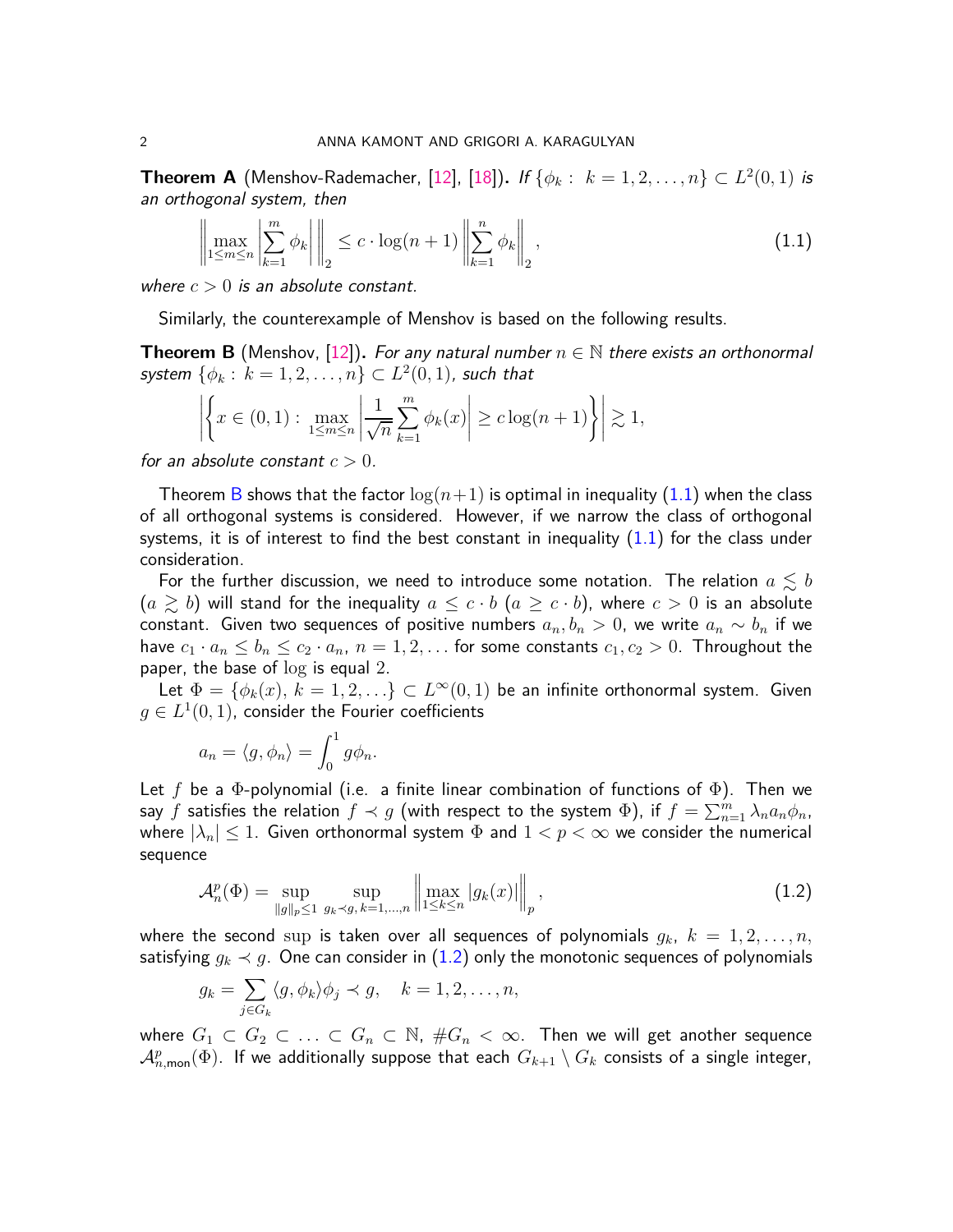**Theorem A** (Menshov-Rademacher, [12], [18])**.** *If $\{\phi_k:\ k=1,2,\ldots,n\}\subset L^2(0,1)$ is an orthogonal system, then*

$$\left\|\max_{1\le m\le n}\left|\sum_{k=1}^m \phi_k\right|\right\|_2 \le c\cdot\log(n+1)\left\|\sum_{k=1}^n \phi_k\right\|_2, \tag{1.1}$$

*where $c>0$ is an absolute constant.*

Similarly, the counterexample of Menshov is based on the following results.

**Theorem B** (Menshov, [12])**.** *For any natural number $n\in\mathbb{N}$ there exists an orthonormal system $\{\phi_k:\ k=1,2,\ldots,n\}\subset L^2(0,1)$, such that*

$$\left|\left\{x\in(0,1):\ \max_{1\le m\le n}\left|\frac{1}{\sqrt{n}}\sum_{k=1}^m \phi_k(x)\right|\ge c\log(n+1)\right\}\right|\gtrsim 1,$$

*for an absolute constant $c>0$.*

Theorem B shows that the factor $\log(n+1)$ is optimal in inequality (1.1) when the class of all orthogonal systems is considered. However, if we narrow the class of orthogonal systems, it is of interest to find the best constant in inequality (1.1) for the class under consideration.

For the further discussion, we need to introduce some notation. The relation $a\lesssim b$ ($a\gtrsim b$) will stand for the inequality $a\le c\cdot b$ ($a\ge c\cdot b$), where $c>0$ is an absolute constant. Given two sequences of positive numbers $a_n,b_n>0$, we write $a_n\sim b_n$ if we have $c_1\cdot a_n\le b_n\le c_2\cdot a_n$, $n=1,2,\ldots$ for some constants $c_1,c_2>0$. Throughout the paper, the base of $\log$ is equal 2.

Let $\Phi=\{\phi_k(x),\ k=1,2,\ldots\}\subset L^\infty(0,1)$ be an infinite orthonormal system. Given $g\in L^1(0,1)$, consider the Fourier coefficients

$$a_n=\langle g,\phi_n\rangle=\int_0^1 g\phi_n.$$

Let $f$ be a $\Phi$-polynomial (i.e. a finite linear combination of functions of $\Phi$). Then we say $f$ satisfies the relation $f\prec g$ (with respect to the system $\Phi$), if $f=\sum_{n=1}^m\lambda_n a_n\phi_n$, where $|\lambda_n|\le 1$. Given orthonormal system $\Phi$ and $1<p<\infty$ we consider the numerical sequence

$$\mathcal{A}_n^p(\Phi)=\sup_{\|g\|_p\le 1}\ \sup_{g_k\prec g,\,k=1,\ldots,n}\left\|\max_{1\le k\le n}|g_k(x)|\right\|_p, \tag{1.2}$$

where the second $\sup$ is taken over all sequences of polynomials $g_k$, $k=1,2,\ldots,n$, satisfying $g_k\prec g$. One can consider in (1.2) only the monotonic sequences of polynomials

$$g_k=\sum_{j\in G_k}\langle g,\phi_k\rangle\phi_j\prec g,\quad k=1,2,\ldots,n,$$

where $G_1\subset G_2\subset\ldots\subset G_n\subset\mathbb{N}$, $\#G_n<\infty$. Then we will get another sequence $\mathcal{A}_{n,\mathrm{mon}}^p(\Phi)$. If we additionally suppose that each $G_{k+1}\setminus G_k$ consists of a single integer,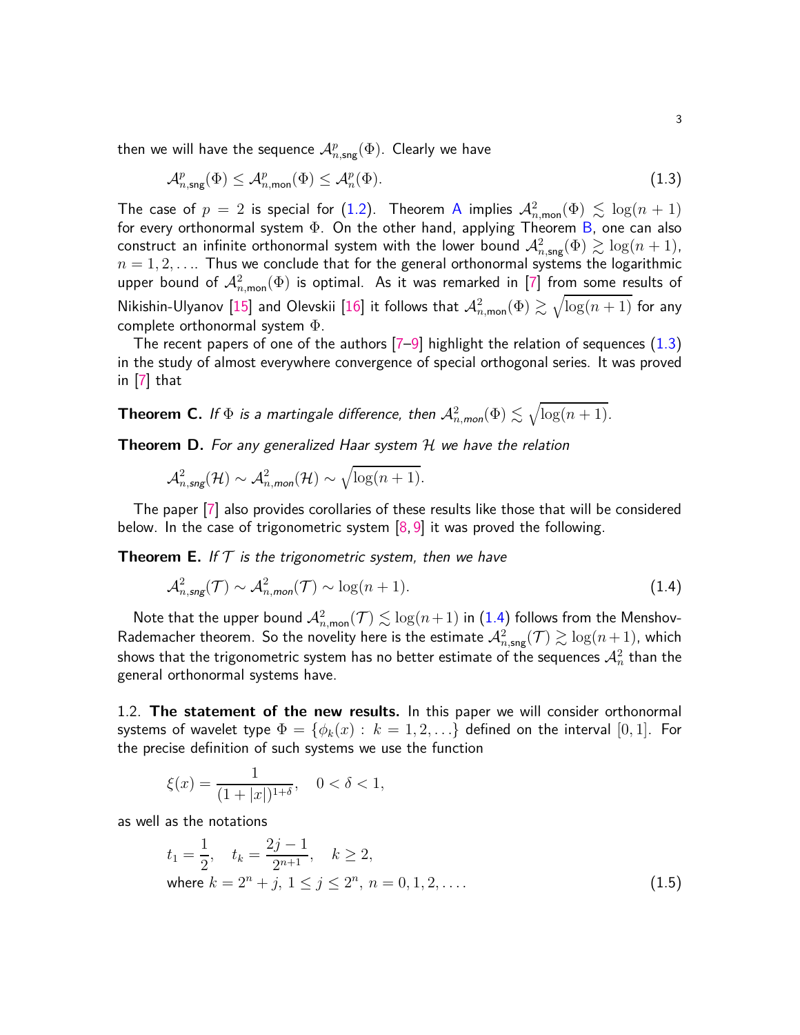then we will have the sequence $\mathcal{A}^p_{n,\mathsf{sng}}(\Phi)$. Clearly we have

$$\mathcal{A}^p_{n,\mathsf{sng}}(\Phi) \le \mathcal{A}^p_{n,\mathsf{mon}}(\Phi) \le \mathcal{A}^p_n(\Phi). \tag{1.3}$$

The case of $p = 2$ is special for (1.2). Theorem A implies $\mathcal{A}^2_{n,\mathsf{mon}}(\Phi) \lesssim \log(n+1)$ for every orthonormal system $\Phi$. On the other hand, applying Theorem B, one can also construct an infinite orthonormal system with the lower bound $\mathcal{A}^2_{n,\mathsf{sng}}(\Phi) \gtrsim \log(n+1)$, $n = 1, 2, \ldots$. Thus we conclude that for the general orthonormal systems the logarithmic upper bound of $\mathcal{A}^2_{n,\mathsf{mon}}(\Phi)$ is optimal. As it was remarked in [7] from some results of Nikishin-Ulyanov [15] and Olevskii [16] it follows that $\mathcal{A}^2_{n,\mathsf{mon}}(\Phi) \gtrsim \sqrt{\log(n+1)}$ for any complete orthonormal system $\Phi$.

The recent papers of one of the authors [7–9] highlight the relation of sequences (1.3) in the study of almost everywhere convergence of special orthogonal series. It was proved in [7] that

**Theorem C.** *If $\Phi$ is a martingale difference, then $\mathcal{A}^2_{n,mon}(\Phi) \lesssim \sqrt{\log(n+1)}$.*

**Theorem D.** *For any generalized Haar system $\mathcal{H}$ we have the relation*

$$\mathcal{A}^2_{n,sng}(\mathcal{H}) \sim \mathcal{A}^2_{n,mon}(\mathcal{H}) \sim \sqrt{\log(n+1)}.$$

The paper [7] also provides corollaries of these results like those that will be considered below. In the case of trigonometric system [8, 9] it was proved the following.

**Theorem E.** *If $\mathcal{T}$ is the trigonometric system, then we have*

$$\mathcal{A}^2_{n,sng}(\mathcal{T}) \sim \mathcal{A}^2_{n,mon}(\mathcal{T}) \sim \log(n+1). \tag{1.4}$$

Note that the upper bound $\mathcal{A}^2_{n,\mathsf{mon}}(\mathcal{T}) \lesssim \log(n+1)$ in (1.4) follows from the Menshov-Rademacher theorem. So the novelity here is the estimate $\mathcal{A}^2_{n,\mathsf{sng}}(\mathcal{T}) \gtrsim \log(n+1)$, which shows that the trigonometric system has no better estimate of the sequences $\mathcal{A}^2_n$ than the general orthonormal systems have.

1.2. **The statement of the new results.** In this paper we will consider orthonormal systems of wavelet type $\Phi = \{\phi_k(x) : k = 1, 2, \ldots\}$ defined on the interval $[0, 1]$. For the precise definition of such systems we use the function

$$\xi(x) = \frac{1}{(1+|x|)^{1+\delta}}, \quad 0 < \delta < 1,$$

as well as the notations

$$t_1 = \frac{1}{2}, \quad t_k = \frac{2j-1}{2^{n+1}}, \quad k \ge 2,$$
$$\text{where } k = 2^n + j,\ 1 \le j \le 2^n,\ n = 0, 1, 2, \ldots. \tag{1.5}$$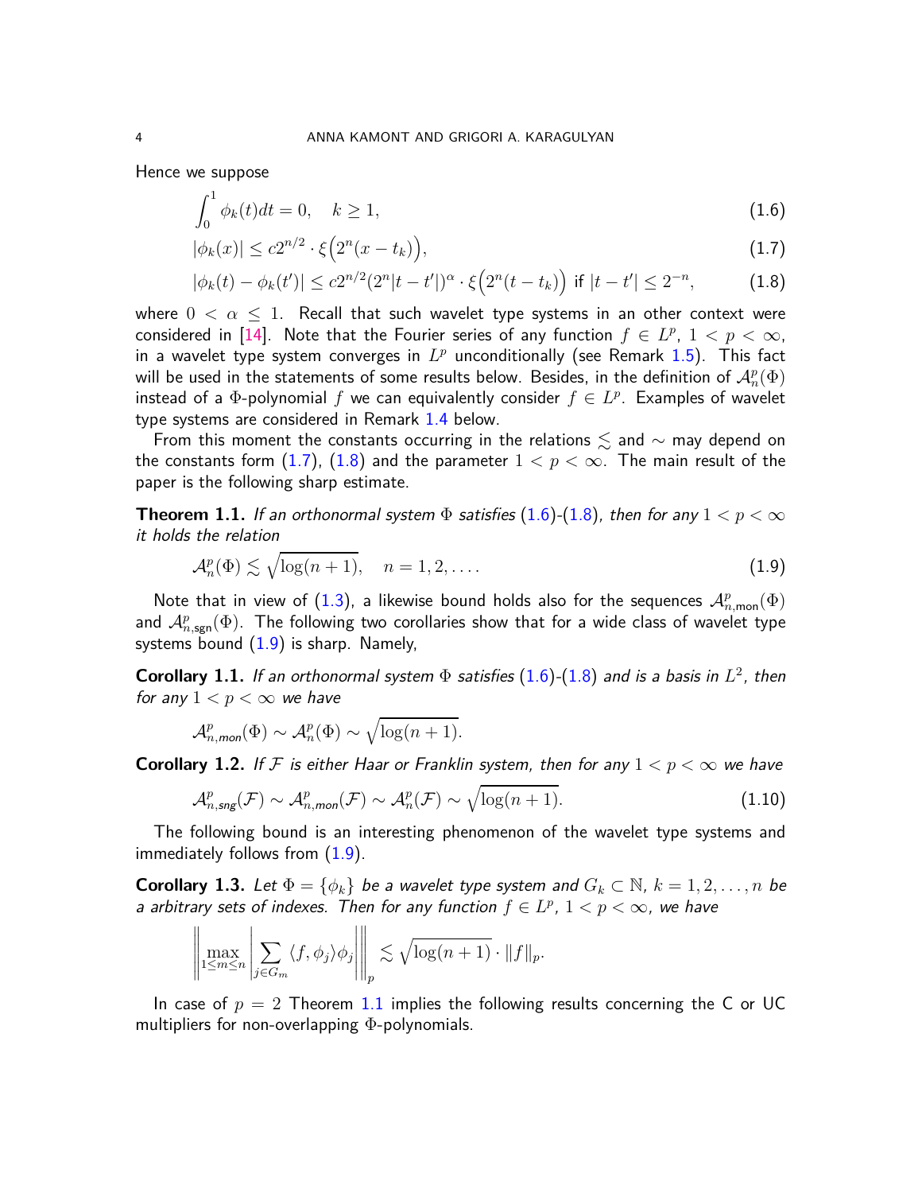Hence we suppose

$$\int_0^1 \phi_k(t)dt = 0, \quad k \geq 1, \tag{1.6}$$

$$|\phi_k(x)| \leq c2^{n/2} \cdot \xi\Big(2^n(x - t_k)\Big), \tag{1.7}$$

$$|\phi_k(t) - \phi_k(t')| \leq c2^{n/2}(2^n|t-t'|)^\alpha \cdot \xi\Big(2^n(t-t_k)\Big) \text{ if } |t-t'| \leq 2^{-n}, \tag{1.8}$$

where $0 < \alpha \leq 1$. Recall that such wavelet type systems in an other context were considered in [14]. Note that the Fourier series of any function $f \in L^p$, $1 < p < \infty$, in a wavelet type system converges in $L^p$ unconditionally (see Remark 1.5). This fact will be used in the statements of some results below. Besides, in the definition of $\mathcal{A}_n^p(\Phi)$ instead of a $\Phi$-polynomial $f$ we can equivalently consider $f \in L^p$. Examples of wavelet type systems are considered in Remark 1.4 below.

From this moment the constants occurring in the relations $\lesssim$ and $\sim$ may depend on the constants form (1.7), (1.8) and the parameter $1 < p < \infty$. The main result of the paper is the following sharp estimate.

**Theorem 1.1.** *If an orthonormal system $\Phi$ satisfies (1.6)-(1.8), then for any $1 < p < \infty$ it holds the relation*

$$\mathcal{A}_n^p(\Phi) \lesssim \sqrt{\log(n+1)}, \quad n = 1, 2, \ldots. \tag{1.9}$$

Note that in view of (1.3), a likewise bound holds also for the sequences $\mathcal{A}_{n,\mathsf{mon}}^p(\Phi)$ and $\mathcal{A}_{n,\mathsf{sgn}}^p(\Phi)$. The following two corollaries show that for a wide class of wavelet type systems bound (1.9) is sharp. Namely,

**Corollary 1.1.** *If an orthonormal system $\Phi$ satisfies (1.6)-(1.8) and is a basis in $L^2$, then for any $1 < p < \infty$ we have*

$$\mathcal{A}_{n,mon}^p(\Phi) \sim \mathcal{A}_n^p(\Phi) \sim \sqrt{\log(n+1)}.$$

**Corollary 1.2.** *If $\mathcal{F}$ is either Haar or Franklin system, then for any $1 < p < \infty$ we have*

$$\mathcal{A}_{n,sng}^p(\mathcal{F}) \sim \mathcal{A}_{n,mon}^p(\mathcal{F}) \sim \mathcal{A}_n^p(\mathcal{F}) \sim \sqrt{\log(n+1)}. \tag{1.10}$$

The following bound is an interesting phenomenon of the wavelet type systems and immediately follows from (1.9).

**Corollary 1.3.** *Let $\Phi = \{\phi_k\}$ be a wavelet type system and $G_k \subset \mathbb{N}$, $k = 1, 2, \ldots, n$ be a arbitrary sets of indexes. Then for any function $f \in L^p$, $1 < p < \infty$, we have*

$$\left\| \max_{1 \leq m \leq n} \left| \sum_{j \in G_m} \langle f, \phi_j \rangle \phi_j \right| \right\|_p \lesssim \sqrt{\log(n+1)} \cdot \|f\|_p.$$

In case of $p = 2$ Theorem 1.1 implies the following results concerning the C or UC multipliers for non-overlapping $\Phi$-polynomials.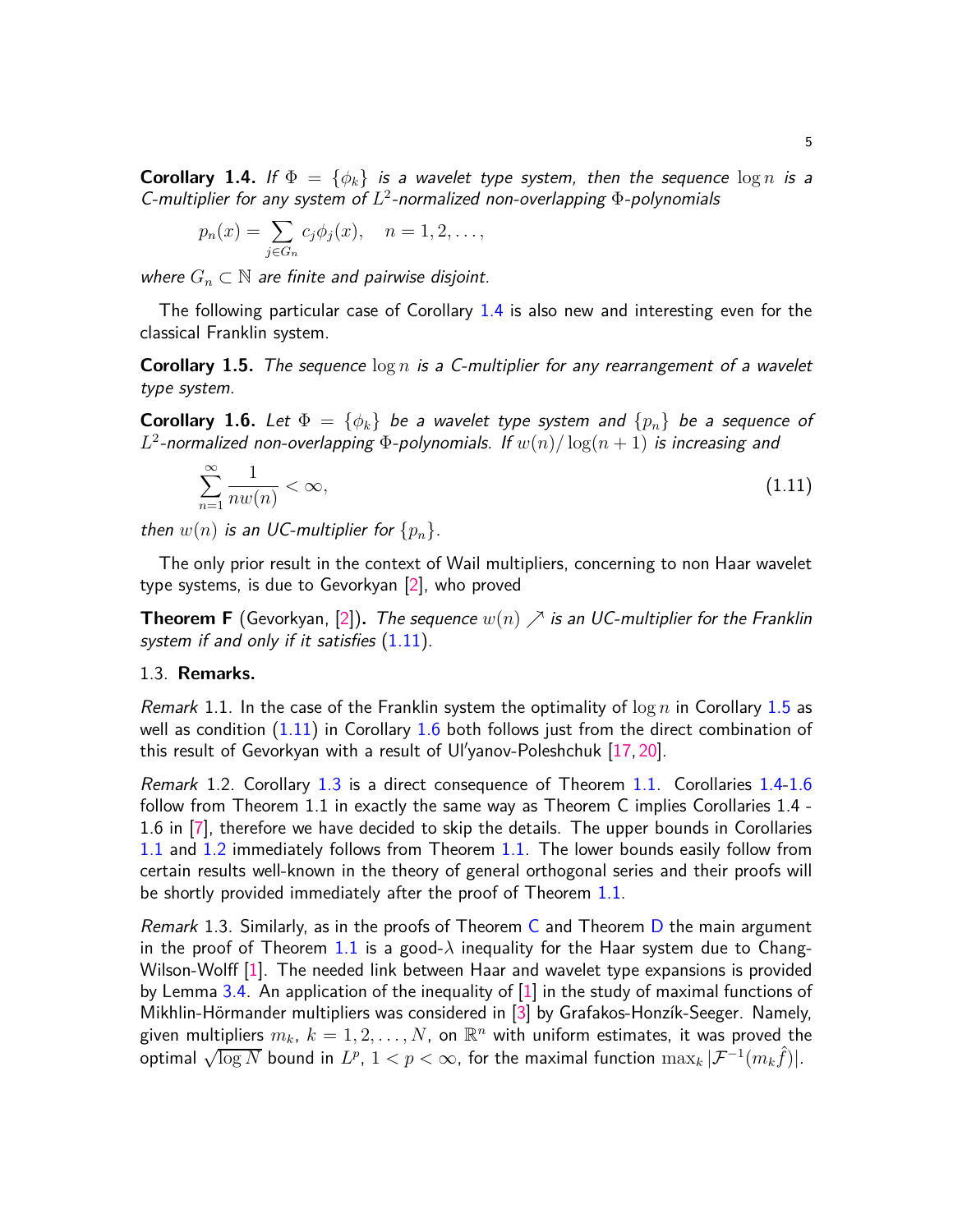**Corollary 1.4.** *If $\Phi = \{\phi_k\}$ is a wavelet type system, then the sequence $\log n$ is a C-multiplier for any system of $L^2$-normalized non-overlapping $\Phi$-polynomials*

$$p_n(x) = \sum_{j\in G_n} c_j\phi_j(x), \quad n = 1, 2, \ldots,$$

*where $G_n \subset \mathbb{N}$ are finite and pairwise disjoint.*

The following particular case of Corollary 1.4 is also new and interesting even for the classical Franklin system.

**Corollary 1.5.** *The sequence $\log n$ is a C-multiplier for any rearrangement of a wavelet type system.*

**Corollary 1.6.** *Let $\Phi = \{\phi_k\}$ be a wavelet type system and $\{p_n\}$ be a sequence of $L^2$-normalized non-overlapping $\Phi$-polynomials. If $w(n)/\log(n+1)$ is increasing and*

$$\sum_{n=1}^{\infty} \frac{1}{nw(n)} < \infty, \tag{1.11}$$

*then $w(n)$ is an UC-multiplier for $\{p_n\}$.*

The only prior result in the context of Wail multipliers, concerning to non Haar wavelet type systems, is due to Gevorkyan [2], who proved

**Theorem F** (Gevorkyan, [2])**.** *The sequence $w(n) \nearrow$ is an UC-multiplier for the Franklin system if and only if it satisfies (1.11).*

1.3. **Remarks.**

*Remark* 1.1. In the case of the Franklin system the optimality of $\log n$ in Corollary 1.5 as well as condition (1.11) in Corollary 1.6 both follows just from the direct combination of this result of Gevorkyan with a result of Ul′yanov-Poleshchuk [17, 20].

*Remark* 1.2. Corollary 1.3 is a direct consequence of Theorem 1.1. Corollaries 1.4-1.6 follow from Theorem 1.1 in exactly the same way as Theorem C implies Corollaries 1.4 - 1.6 in [7], therefore we have decided to skip the details. The upper bounds in Corollaries 1.1 and 1.2 immediately follows from Theorem 1.1. The lower bounds easily follow from certain results well-known in the theory of general orthogonal series and their proofs will be shortly provided immediately after the proof of Theorem 1.1.

*Remark* 1.3. Similarly, as in the proofs of Theorem C and Theorem D the main argument in the proof of Theorem 1.1 is a good-$\lambda$ inequality for the Haar system due to Chang-Wilson-Wolff [1]. The needed link between Haar and wavelet type expansions is provided by Lemma 3.4. An application of the inequality of [1] in the study of maximal functions of Mikhlin-Hörmander multipliers was considered in [3] by Grafakos-Honzík-Seeger. Namely, given multipliers $m_k$, $k = 1, 2, \ldots, N$, on $\mathbb{R}^n$ with uniform estimates, it was proved the optimal $\sqrt{\log N}$ bound in $L^p$, $1 < p < \infty$, for the maximal function $\max_k |\mathcal{F}^{-1}(m_k\hat{f})|$.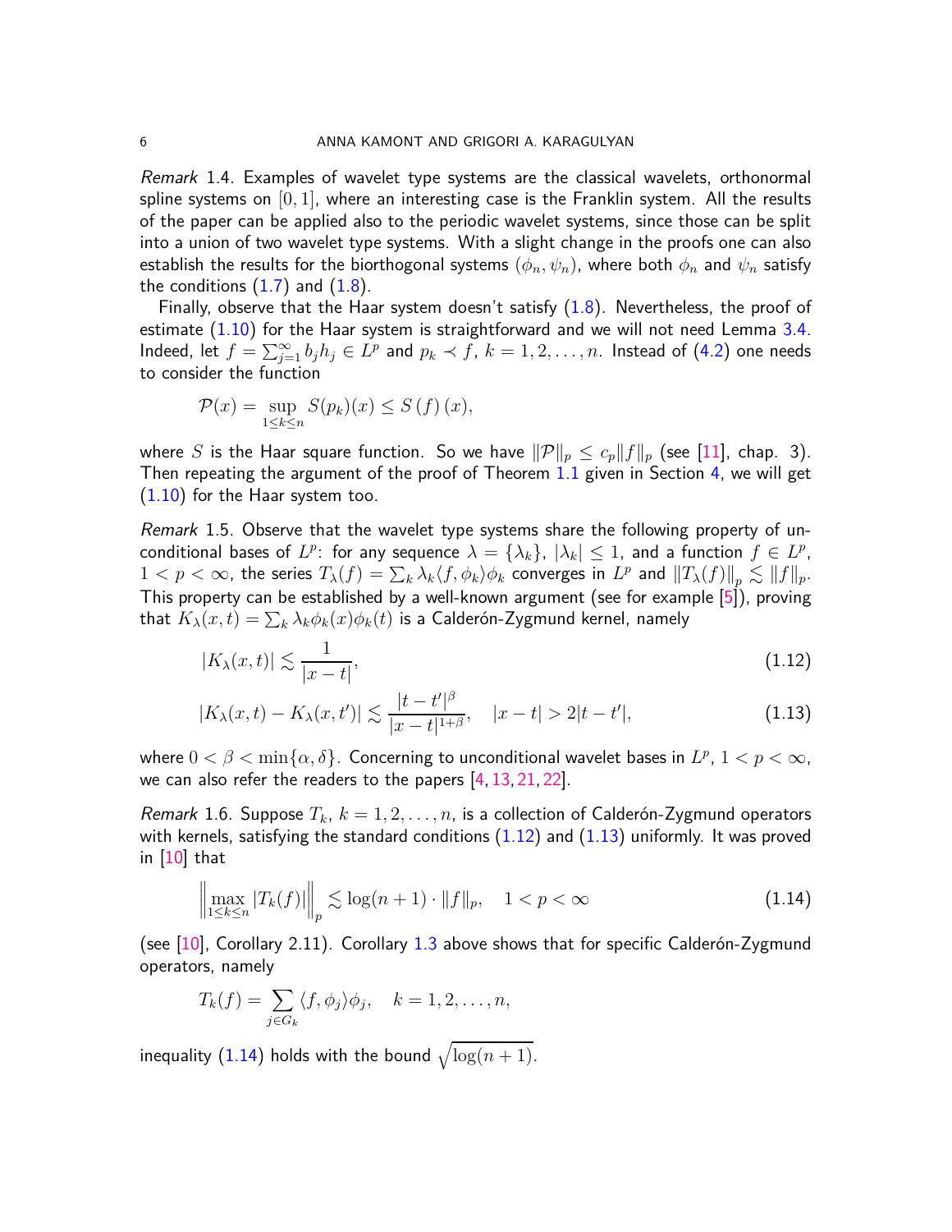*Remark* 1.4. Examples of wavelet type systems are the classical wavelets, orthonormal spline systems on $[0,1]$, where an interesting case is the Franklin system. All the results of the paper can be applied also to the periodic wavelet systems, since those can be split into a union of two wavelet type systems. With a slight change in the proofs one can also establish the results for the biorthogonal systems $(\phi_n, \psi_n)$, where both $\phi_n$ and $\psi_n$ satisfy the conditions (1.7) and (1.8).

Finally, observe that the Haar system doesn't satisfy (1.8). Nevertheless, the proof of estimate (1.10) for the Haar system is straightforward and we will not need Lemma 3.4. Indeed, let $f = \sum_{j=1}^{\infty} b_j h_j \in L^p$ and $p_k \prec f$, $k = 1, 2, \ldots, n$. Instead of (4.2) one needs to consider the function

$$\mathcal{P}(x) = \sup_{1 \le k \le n} S(p_k)(x) \le S(f)(x),$$

where $S$ is the Haar square function. So we have $\|\mathcal{P}\|_p \le c_p \|f\|_p$ (see [11], chap. 3). Then repeating the argument of the proof of Theorem 1.1 given in Section 4, we will get (1.10) for the Haar system too.

*Remark* 1.5. Observe that the wavelet type systems share the following property of unconditional bases of $L^p$: for any sequence $\lambda = \{\lambda_k\}$, $|\lambda_k| \le 1$, and a function $f \in L^p$, $1 < p < \infty$, the series $T_\lambda(f) = \sum_k \lambda_k \langle f, \phi_k \rangle \phi_k$ converges in $L^p$ and $\|T_\lambda(f)\|_p \lesssim \|f\|_p$. This property can be established by a well-known argument (see for example [5]), proving that $K_\lambda(x,t) = \sum_k \lambda_k \phi_k(x) \phi_k(t)$ is a Calderón-Zygmund kernel, namely

$$|K_\lambda(x,t)| \lesssim \frac{1}{|x-t|}, \tag{1.12}$$

$$|K_\lambda(x,t) - K_\lambda(x,t')| \lesssim \frac{|t-t'|^\beta}{|x-t|^{1+\beta}}, \quad |x-t| > 2|t-t'|, \tag{1.13}$$

where $0 < \beta < \min\{\alpha, \delta\}$. Concerning to unconditional wavelet bases in $L^p$, $1 < p < \infty$, we can also refer the readers to the papers [4, 13, 21, 22].

*Remark* 1.6. Suppose $T_k$, $k = 1, 2, \ldots, n$, is a collection of Calderón-Zygmund operators with kernels, satisfying the standard conditions (1.12) and (1.13) uniformly. It was proved in [10] that

$$\left\| \max_{1 \le k \le n} |T_k(f)| \right\|_p \lesssim \log(n+1) \cdot \|f\|_p, \quad 1 < p < \infty \tag{1.14}$$

(see [10], Corollary 2.11). Corollary 1.3 above shows that for specific Calderón-Zygmund operators, namely

$$T_k(f) = \sum_{j \in G_k} \langle f, \phi_j \rangle \phi_j, \quad k = 1, 2, \ldots, n,$$

inequality (1.14) holds with the bound $\sqrt{\log(n+1)}$.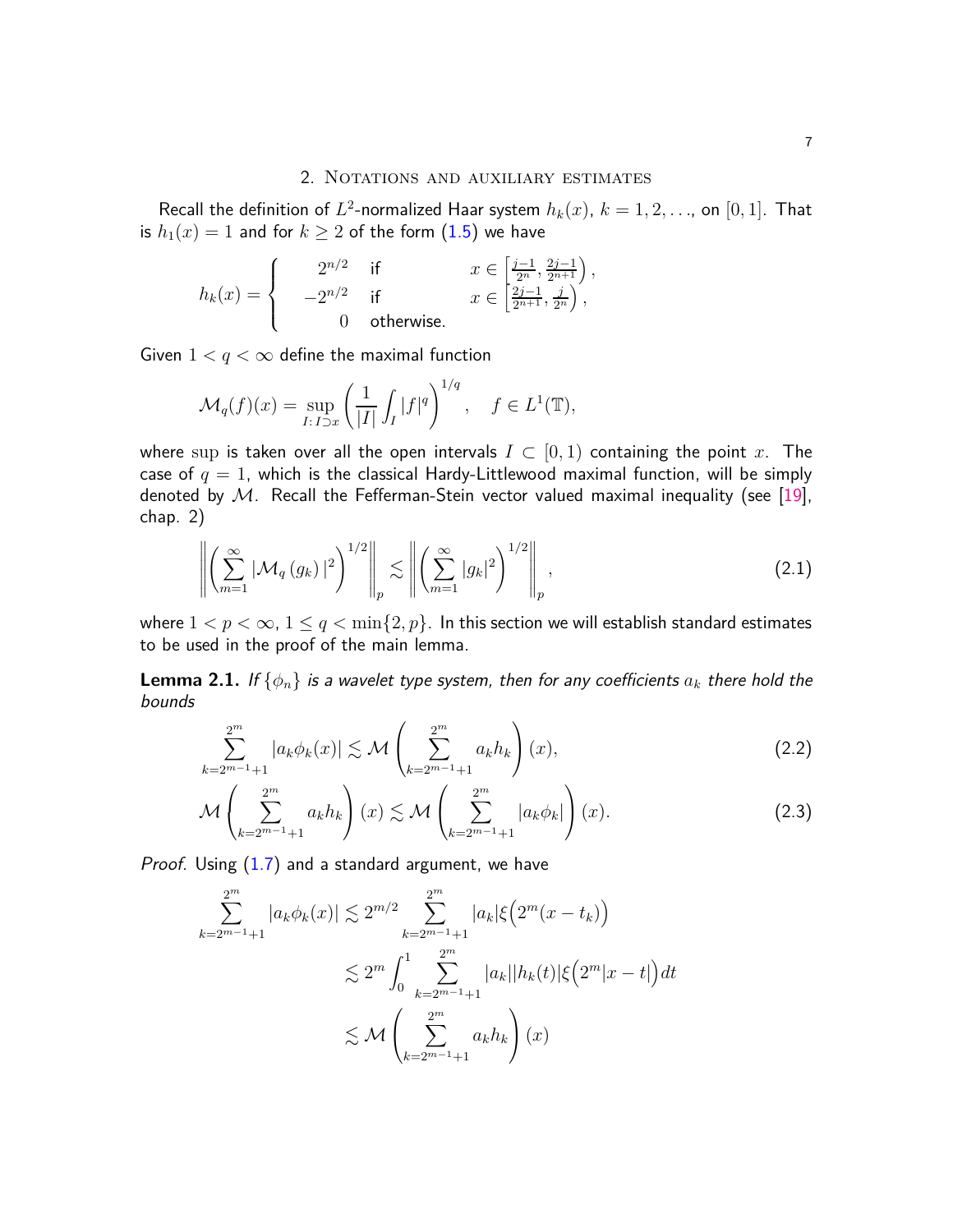## 2. Notations and auxiliary estimates

Recall the definition of $L^2$-normalized Haar system $h_k(x)$, $k = 1, 2, \ldots$, on $[0, 1]$. That is $h_1(x) = 1$ and for $k \geq 2$ of the form (1.5) we have

$$h_k(x) = \begin{cases} 2^{n/2} & \text{if} \quad x \in \left[\frac{j-1}{2^n}, \frac{2j-1}{2^{n+1}}\right), \\ -2^{n/2} & \text{if} \quad x \in \left[\frac{2j-1}{2^{n+1}}, \frac{j}{2^n}\right), \\ 0 & \text{otherwise.} \end{cases}$$

Given $1 < q < \infty$ define the maximal function

$$\mathcal{M}_q(f)(x) = \sup_{I \colon I \supset x} \left( \frac{1}{|I|} \int_I |f|^q \right)^{1/q}, \quad f \in L^1(\mathbb{T}),$$

where $\sup$ is taken over all the open intervals $I \subset [0, 1)$ containing the point $x$. The case of $q = 1$, which is the classical Hardy-Littlewood maximal function, will be simply denoted by $\mathcal{M}$. Recall the Fefferman-Stein vector valued maximal inequality (see [19], chap. 2)

$$\left\| \left( \sum_{m=1}^{\infty} |\mathcal{M}_q(g_k)|^2 \right)^{1/2} \right\|_p \lesssim \left\| \left( \sum_{m=1}^{\infty} |g_k|^2 \right)^{1/2} \right\|_p, \tag{2.1}$$

where $1 < p < \infty$, $1 \leq q < \min\{2, p\}$. In this section we will establish standard estimates to be used in the proof of the main lemma.

**Lemma 2.1.** *If $\{\phi_n\}$ is a wavelet type system, then for any coefficients $a_k$ there hold the bounds*

$$\sum_{k=2^{m-1}+1}^{2^m} |a_k \phi_k(x)| \lesssim \mathcal{M}\left( \sum_{k=2^{m-1}+1}^{2^m} a_k h_k \right)(x), \tag{2.2}$$

$$\mathcal{M}\left( \sum_{k=2^{m-1}+1}^{2^m} a_k h_k \right)(x) \lesssim \mathcal{M}\left( \sum_{k=2^{m-1}+1}^{2^m} |a_k \phi_k| \right)(x). \tag{2.3}$$

*Proof.* Using (1.7) and a standard argument, we have

$$\begin{aligned} \sum_{k=2^{m-1}+1}^{2^m} |a_k \phi_k(x)| &\lesssim 2^{m/2} \sum_{k=2^{m-1}+1}^{2^m} |a_k| \xi\Big(2^m(x - t_k)\Big) \\ &\lesssim 2^m \int_0^1 \sum_{k=2^{m-1}+1}^{2^m} |a_k||h_k(t)| \xi\Big(2^m|x - t|\Big) dt \\ &\lesssim \mathcal{M}\left( \sum_{k=2^{m-1}+1}^{2^m} a_k h_k \right)(x) \end{aligned}$$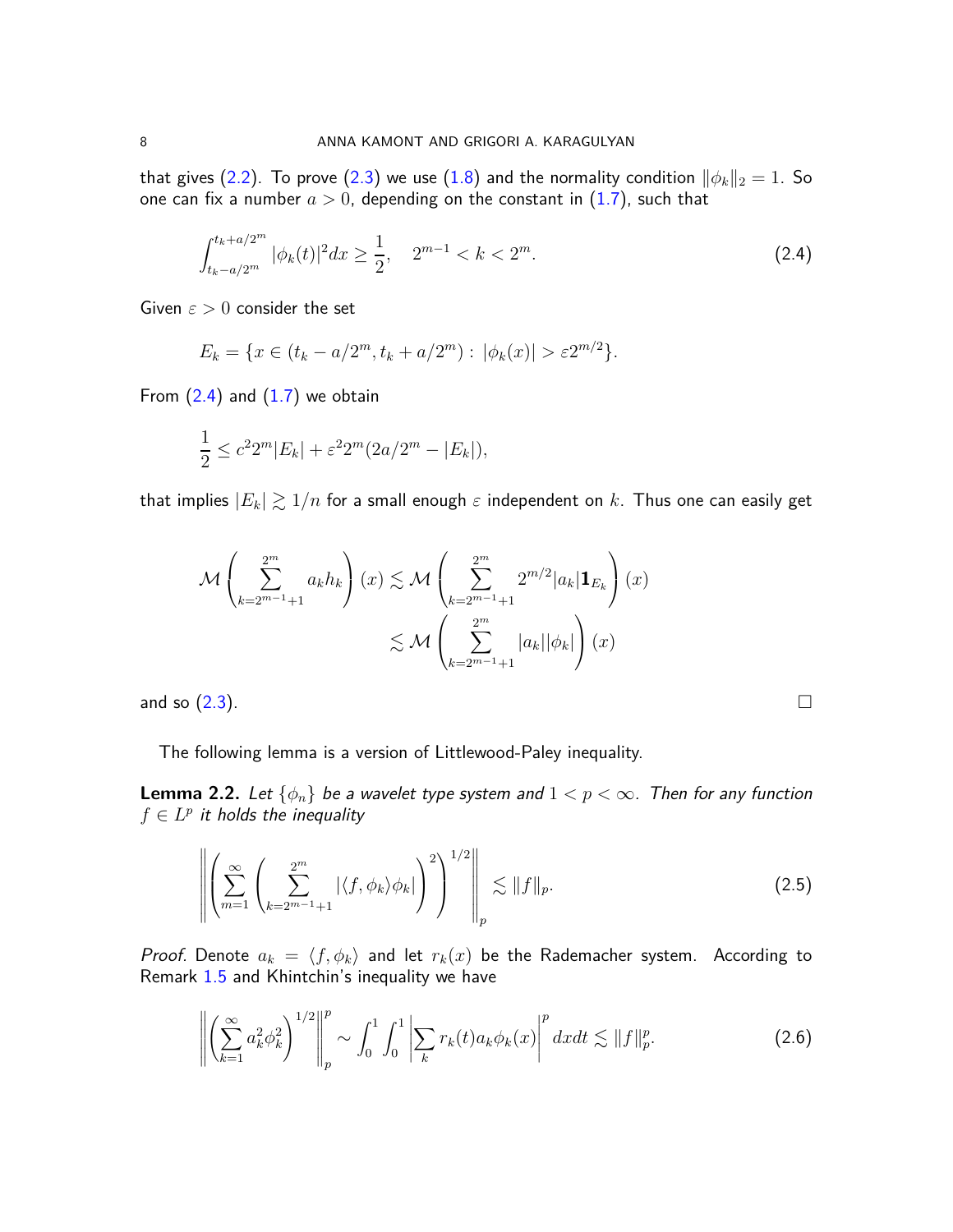that gives (2.2). To prove (2.3) we use (1.8) and the normality condition $\|\phi_k\|_2 = 1$. So one can fix a number $a > 0$, depending on the constant in (1.7), such that

$$\int_{t_k - a/2^m}^{t_k + a/2^m} |\phi_k(t)|^2 dx \geq \frac{1}{2}, \quad 2^{m-1} < k < 2^m. \tag{2.4}$$

Given $\varepsilon > 0$ consider the set

$$E_k = \{x \in (t_k - a/2^m, t_k + a/2^m) : |\phi_k(x)| > \varepsilon 2^{m/2}\}.$$

From (2.4) and (1.7) we obtain

$$\frac{1}{2} \leq c^2 2^m |E_k| + \varepsilon^2 2^m (2a/2^m - |E_k|),$$

that implies $|E_k| \gtrsim 1/n$ for a small enough $\varepsilon$ independent on $k$. Thus one can easily get

$$\begin{aligned}\mathcal{M}\left(\sum_{k=2^{m-1}+1}^{2^m} a_k h_k\right)(x) &\lesssim \mathcal{M}\left(\sum_{k=2^{m-1}+1}^{2^m} 2^{m/2}|a_k|\mathbf{1}_{E_k}\right)(x) \\ &\lesssim \mathcal{M}\left(\sum_{k=2^{m-1}+1}^{2^m} |a_k||\phi_k|\right)(x)\end{aligned}$$

and so (2.3). $\square$

The following lemma is a version of Littlewood-Paley inequality.

**Lemma 2.2.** *Let $\{\phi_n\}$ be a wavelet type system and $1 < p < \infty$. Then for any function $f \in L^p$ it holds the inequality*

$$\left\| \left( \sum_{m=1}^{\infty} \left( \sum_{k=2^{m-1}+1}^{2^m} |\langle f, \phi_k \rangle \phi_k| \right)^2 \right)^{1/2} \right\|_p \lesssim \|f\|_p. \tag{2.5}$$

*Proof.* Denote $a_k = \langle f, \phi_k \rangle$ and let $r_k(x)$ be the Rademacher system. According to Remark 1.5 and Khintchin's inequality we have

$$\left\| \left( \sum_{k=1}^{\infty} a_k^2 \phi_k^2 \right)^{1/2} \right\|_p^p \sim \int_0^1 \int_0^1 \left| \sum_k r_k(t) a_k \phi_k(x) \right|^p dx dt \lesssim \|f\|_p^p. \tag{2.6}$$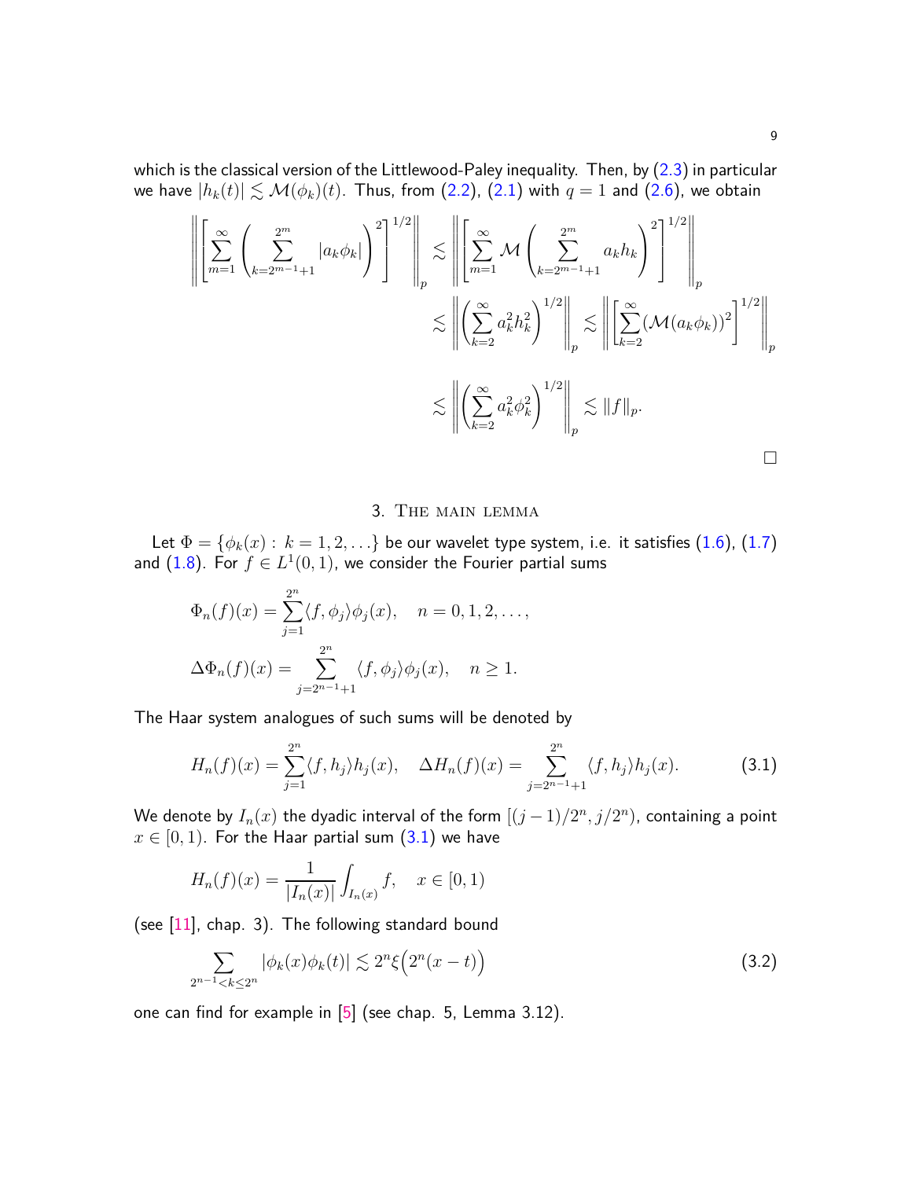which is the classical version of the Littlewood-Paley inequality. Then, by (2.3) in particular we have $|h_k(t)| \lesssim \mathcal{M}(\phi_k)(t)$. Thus, from (2.2), (2.1) with $q = 1$ and (2.6), we obtain

$$
\begin{aligned}
\left\| \left[ \sum_{m=1}^{\infty} \left( \sum_{k=2^{m-1}+1}^{2^m} |a_k \phi_k| \right)^2 \right]^{1/2} \right\|_p &\lesssim \left\| \left[ \sum_{m=1}^{\infty} \mathcal{M} \left( \sum_{k=2^{m-1}+1}^{2^m} a_k h_k \right)^2 \right]^{1/2} \right\|_p \\
&\lesssim \left\| \left( \sum_{k=2}^{\infty} a_k^2 h_k^2 \right)^{1/2} \right\|_p \lesssim \left\| \left[ \sum_{k=2}^{\infty} (\mathcal{M}(a_k \phi_k))^2 \right]^{1/2} \right\|_p \\
&\lesssim \left\| \left( \sum_{k=2}^{\infty} a_k^2 \phi_k^2 \right)^{1/2} \right\|_p \lesssim \|f\|_p.
\end{aligned}
$$

□

## 3. The main lemma

Let $\Phi = \{\phi_k(x) : k = 1, 2, \ldots\}$ be our wavelet type system, i.e. it satisfies (1.6), (1.7) and (1.8). For $f \in L^1(0,1)$, we consider the Fourier partial sums

$$
\Phi_n(f)(x) = \sum_{j=1}^{2^n} \langle f, \phi_j \rangle \phi_j(x), \quad n = 0, 1, 2, \ldots,
$$

$$
\Delta\Phi_n(f)(x) = \sum_{j=2^{n-1}+1}^{2^n} \langle f, \phi_j \rangle \phi_j(x), \quad n \geq 1.
$$

The Haar system analogues of such sums will be denoted by

$$
H_n(f)(x) = \sum_{j=1}^{2^n} \langle f, h_j \rangle h_j(x), \quad \Delta H_n(f)(x) = \sum_{j=2^{n-1}+1}^{2^n} \langle f, h_j \rangle h_j(x). \tag{3.1}
$$

We denote by $I_n(x)$ the dyadic interval of the form $[(j-1)/2^n, j/2^n)$, containing a point $x \in [0,1)$. For the Haar partial sum (3.1) we have

$$
H_n(f)(x) = \frac{1}{|I_n(x)|} \int_{I_n(x)} f, \quad x \in [0,1)
$$

(see [11], chap. 3). The following standard bound

$$
\sum_{2^{n-1} < k \leq 2^n} |\phi_k(x)\phi_k(t)| \lesssim 2^n \xi\Big(2^n(x-t)\Big) \tag{3.2}
$$

one can find for example in [5] (see chap. 5, Lemma 3.12).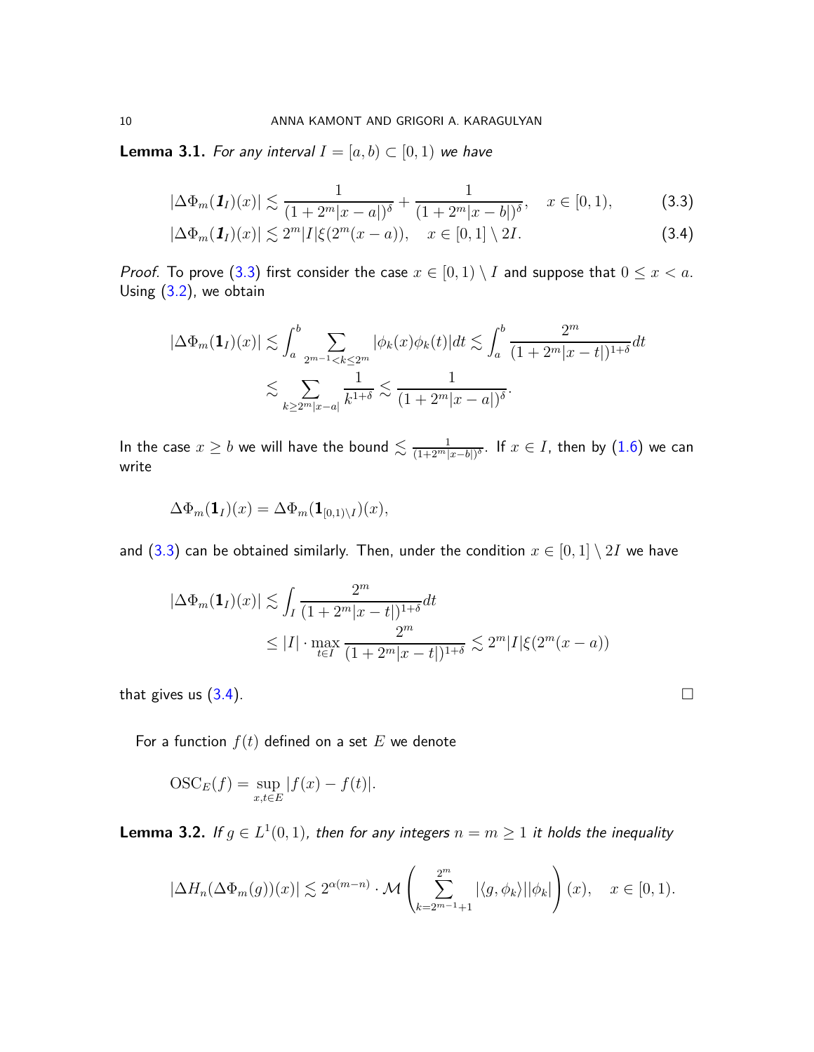**Lemma 3.1.** *For any interval $I = [a, b) \subset [0, 1)$ we have*

$$|\Delta\Phi_m(\boldsymbol{1}_I)(x)| \lesssim \frac{1}{(1 + 2^m|x - a|)^\delta} + \frac{1}{(1 + 2^m|x - b|)^\delta}, \quad x \in [0, 1), \tag{3.3}$$

$$|\Delta\Phi_m(\boldsymbol{1}_I)(x)| \lesssim 2^m|I|\xi(2^m(x - a)), \quad x \in [0, 1] \setminus 2I. \tag{3.4}$$

*Proof.* To prove (3.3) first consider the case $x \in [0, 1) \setminus I$ and suppose that $0 \le x < a$. Using (3.2), we obtain

$$\begin{aligned}|\Delta\Phi_m(\mathbf{1}_I)(x)| &\lesssim \int_a^b \sum_{2^{m-1}<k\le 2^m} |\phi_k(x)\phi_k(t)|dt \lesssim \int_a^b \frac{2^m}{(1 + 2^m|x - t|)^{1+\delta}}dt \\ &\lesssim \sum_{k\ge 2^m|x-a|} \frac{1}{k^{1+\delta}} \lesssim \frac{1}{(1 + 2^m|x - a|)^\delta}.\end{aligned}$$

In the case $x \ge b$ we will have the bound $\lesssim \frac{1}{(1+2^m|x-b|)^\delta}$. If $x \in I$, then by (1.6) we can write

$$\Delta\Phi_m(\mathbf{1}_I)(x) = \Delta\Phi_m(\mathbf{1}_{[0,1)\setminus I})(x),$$

and (3.3) can be obtained similarly. Then, under the condition $x \in [0, 1] \setminus 2I$ we have

$$\begin{aligned}|\Delta\Phi_m(\mathbf{1}_I)(x)| &\lesssim \int_I \frac{2^m}{(1 + 2^m|x - t|)^{1+\delta}}dt \\ &\le |I| \cdot \max_{t\in I} \frac{2^m}{(1 + 2^m|x - t|)^{1+\delta}} \lesssim 2^m|I|\xi(2^m(x - a))\end{aligned}$$

that gives us (3.4). $\square$

For a function $f(t)$ defined on a set $E$ we denote

$$\mathrm{OSC}_E(f) = \sup_{x,t\in E} |f(x) - f(t)|.$$

**Lemma 3.2.** *If $g \in L^1(0, 1)$, then for any integers $n = m \ge 1$ it holds the inequality*

$$|\Delta H_n(\Delta\Phi_m(g))(x)| \lesssim 2^{\alpha(m-n)} \cdot \mathcal{M}\left(\sum_{k=2^{m-1}+1}^{2^m} |\langle g, \phi_k\rangle||\phi_k|\right)(x), \quad x \in [0, 1).$$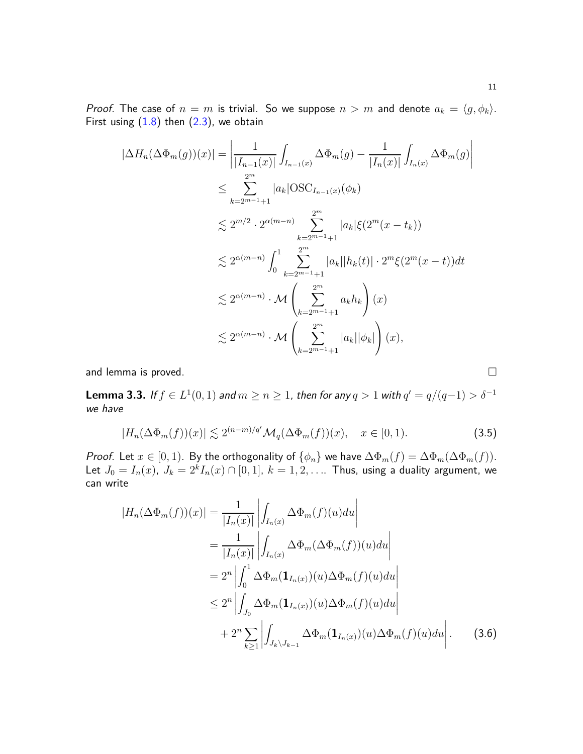*Proof.* The case of $n = m$ is trivial. So we suppose $n > m$ and denote $a_k = \langle g, \phi_k \rangle$. First using (1.8) then (2.3), we obtain

$$
\begin{aligned}
|\Delta H_n(\Delta\Phi_m(g))(x)| &= \left| \frac{1}{|I_{n-1}(x)|} \int_{I_{n-1}(x)} \Delta\Phi_m(g) - \frac{1}{|I_n(x)|} \int_{I_n(x)} \Delta\Phi_m(g) \right| \\
&\le \sum_{k=2^{m-1}+1}^{2^m} |a_k| \mathrm{OSC}_{I_{n-1}(x)}(\phi_k) \\
&\lesssim 2^{m/2} \cdot 2^{\alpha(m-n)} \sum_{k=2^{m-1}+1}^{2^m} |a_k| \xi(2^m(x - t_k)) \\
&\lesssim 2^{\alpha(m-n)} \int_0^1 \sum_{k=2^{m-1}+1}^{2^m} |a_k||h_k(t)| \cdot 2^m \xi(2^m(x-t))dt \\
&\lesssim 2^{\alpha(m-n)} \cdot \mathcal{M}\left( \sum_{k=2^{m-1}+1}^{2^m} a_k h_k \right)(x) \\
&\lesssim 2^{\alpha(m-n)} \cdot \mathcal{M}\left( \sum_{k=2^{m-1}+1}^{2^m} |a_k||\phi_k| \right)(x),
\end{aligned}
$$

and lemma is proved. □

**Lemma 3.3.** *If $f \in L^1(0,1)$ and $m \ge n \ge 1$, then for any $q > 1$ with $q' = q/(q-1) > \delta^{-1}$ we have*

$$
|H_n(\Delta\Phi_m(f))(x)| \lesssim 2^{(n-m)/q'} \mathcal{M}_q(\Delta\Phi_m(f))(x), \quad x \in [0,1). \tag{3.5}
$$

*Proof.* Let $x \in [0,1)$. By the orthogonality of $\{\phi_n\}$ we have $\Delta\Phi_m(f) = \Delta\Phi_m(\Delta\Phi_m(f))$. Let $J_0 = I_n(x)$, $J_k = 2^k I_n(x) \cap [0,1]$, $k = 1, 2, \ldots$. Thus, using a duality argument, we can write

$$
\begin{aligned}
|H_n(\Delta\Phi_m(f))(x)| &= \frac{1}{|I_n(x)|} \left| \int_{I_n(x)} \Delta\Phi_m(f)(u)du \right| \\
&= \frac{1}{|I_n(x)|} \left| \int_{I_n(x)} \Delta\Phi_m(\Delta\Phi_m(f))(u)du \right| \\
&= 2^n \left| \int_0^1 \Delta\Phi_m(\mathbf{1}_{I_n(x)})(u) \Delta\Phi_m(f)(u)du \right| \\
&\le 2^n \left| \int_{J_0} \Delta\Phi_m(\mathbf{1}_{I_n(x)})(u) \Delta\Phi_m(f)(u)du \right| \\
&\quad + 2^n \sum_{k \ge 1} \left| \int_{J_k \setminus J_{k-1}} \Delta\Phi_m(\mathbf{1}_{I_n(x)})(u) \Delta\Phi_m(f)(u)du \right|.
\end{aligned} \tag{3.6}
$$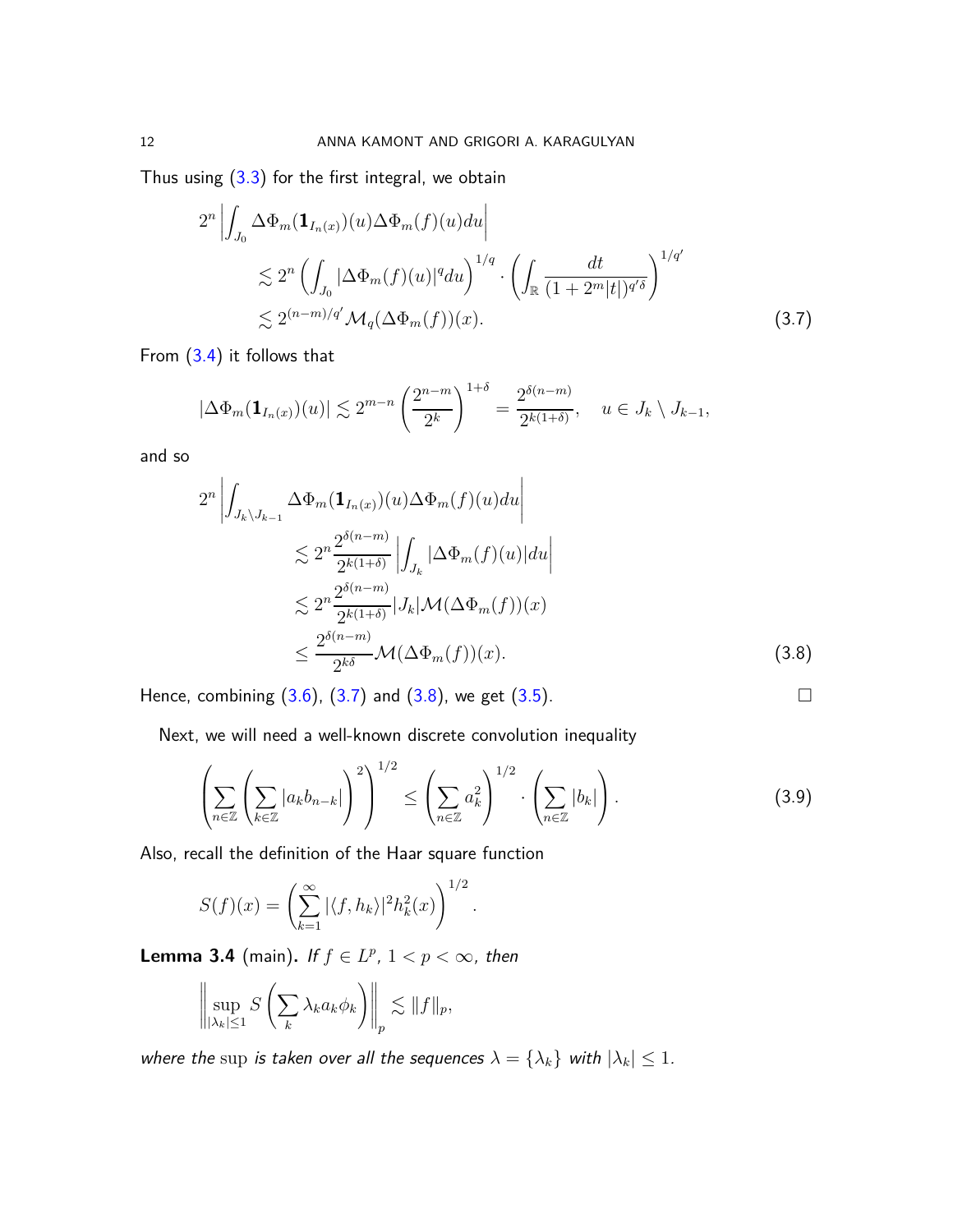Thus using (3.3) for the first integral, we obtain

$$
\begin{aligned}
2^n &\left| \int_{J_0} \Delta\Phi_m(\mathbf{1}_{I_n(x)})(u)\Delta\Phi_m(f)(u)du \right| \\
&\lesssim 2^n \left( \int_{J_0} |\Delta\Phi_m(f)(u)|^q du \right)^{1/q} \cdot \left( \int_{\mathbb{R}} \frac{dt}{(1+2^m|t|)^{q'\delta}} \right)^{1/q'} \\
&\lesssim 2^{(n-m)/q'} \mathcal{M}_q(\Delta\Phi_m(f))(x). \qquad (3.7)
\end{aligned}
$$

From (3.4) it follows that

$$
|\Delta\Phi_m(\mathbf{1}_{I_n(x)})(u)| \lesssim 2^{m-n} \left( \frac{2^{n-m}}{2^k} \right)^{1+\delta} = \frac{2^{\delta(n-m)}}{2^{k(1+\delta)}}, \quad u \in J_k \setminus J_{k-1},
$$

and so

$$
\begin{aligned}
2^n &\left| \int_{J_k \setminus J_{k-1}} \Delta\Phi_m(\mathbf{1}_{I_n(x)})(u)\Delta\Phi_m(f)(u)du \right| \\
&\lesssim 2^n \frac{2^{\delta(n-m)}}{2^{k(1+\delta)}} \left| \int_{J_k} |\Delta\Phi_m(f)(u)|du \right| \\
&\lesssim 2^n \frac{2^{\delta(n-m)}}{2^{k(1+\delta)}} |J_k| \mathcal{M}(\Delta\Phi_m(f))(x) \\
&\le \frac{2^{\delta(n-m)}}{2^{k\delta}} \mathcal{M}(\Delta\Phi_m(f))(x). \qquad (3.8)
\end{aligned}
$$

Hence, combining (3.6), (3.7) and (3.8), we get (3.5). $\square$

Next, we will need a well-known discrete convolution inequality

$$
\left( \sum_{n\in\mathbb{Z}} \left( \sum_{k\in\mathbb{Z}} |a_k b_{n-k}| \right)^2 \right)^{1/2} \le \left( \sum_{n\in\mathbb{Z}} a_k^2 \right)^{1/2} \cdot \left( \sum_{n\in\mathbb{Z}} |b_k| \right). \qquad (3.9)
$$

Also, recall the definition of the Haar square function

$$
S(f)(x) = \left( \sum_{k=1}^{\infty} |\langle f, h_k\rangle|^2 h_k^2(x) \right)^{1/2}.
$$

**Lemma 3.4** (main). *If $f \in L^p$, $1 < p < \infty$, then*

$$
\left\| \sup_{|\lambda_k|\le 1} S\left( \sum_k \lambda_k a_k \phi_k \right) \right\|_p \lesssim \|f\|_p,
$$

*where the* $\sup$ *is taken over all the sequences* $\lambda = \{\lambda_k\}$ *with* $|\lambda_k| \le 1$.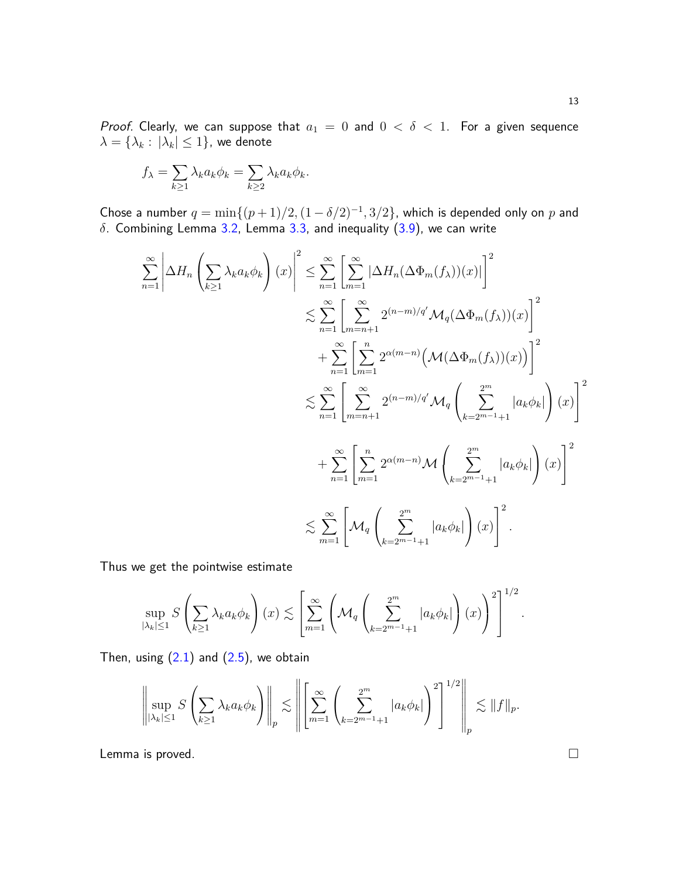*Proof.* Clearly, we can suppose that $a_1 = 0$ and $0 < \delta < 1$. For a given sequence $\lambda = \{\lambda_k : |\lambda_k| \le 1\}$, we denote

$$f_\lambda = \sum_{k\ge 1} \lambda_k a_k \phi_k = \sum_{k\ge 2} \lambda_k a_k \phi_k.$$

Chose a number $q = \min\{(p+1)/2, (1-\delta/2)^{-1}, 3/2\}$, which is depended only on $p$ and $\delta$. Combining Lemma 3.2, Lemma 3.3, and inequality (3.9), we can write

$$\begin{aligned}
\sum_{n=1}^{\infty} \left| \Delta H_n \left( \sum_{k\ge 1} \lambda_k a_k \phi_k \right)(x) \right|^2 &\le \sum_{n=1}^{\infty} \left[ \sum_{m=1}^{\infty} |\Delta H_n(\Delta \Phi_m(f_\lambda))(x)| \right]^2 \\
&\lesssim \sum_{n=1}^{\infty} \left[ \sum_{m=n+1}^{\infty} 2^{(n-m)/q'} \mathcal{M}_q(\Delta \Phi_m(f_\lambda))(x) \right]^2 \\
&\quad + \sum_{n=1}^{\infty} \left[ \sum_{m=1}^{n} 2^{\alpha(m-n)} \Big( \mathcal{M}(\Delta \Phi_m(f_\lambda))(x) \Big) \right]^2 \\
&\lesssim \sum_{n=1}^{\infty} \left[ \sum_{m=n+1}^{\infty} 2^{(n-m)/q'} \mathcal{M}_q \left( \sum_{k=2^{m-1}+1}^{2^m} |a_k \phi_k| \right)(x) \right]^2 \\
&\quad + \sum_{n=1}^{\infty} \left[ \sum_{m=1}^{n} 2^{\alpha(m-n)} \mathcal{M} \left( \sum_{k=2^{m-1}+1}^{2^m} |a_k \phi_k| \right)(x) \right]^2 \\
&\lesssim \sum_{m=1}^{\infty} \left[ \mathcal{M}_q \left( \sum_{k=2^{m-1}+1}^{2^m} |a_k \phi_k| \right)(x) \right]^2.
\end{aligned}$$

Thus we get the pointwise estimate

$$\sup_{|\lambda_k|\le 1} S \left( \sum_{k\ge 1} \lambda_k a_k \phi_k \right)(x) \lesssim \left[ \sum_{m=1}^{\infty} \left( \mathcal{M}_q \left( \sum_{k=2^{m-1}+1}^{2^m} |a_k \phi_k| \right)(x) \right)^2 \right]^{1/2}.$$

Then, using (2.1) and (2.5), we obtain

$$\left\| \sup_{|\lambda_k|\le 1} S \left( \sum_{k\ge 1} \lambda_k a_k \phi_k \right) \right\|_p \lesssim \left\| \left[ \sum_{m=1}^{\infty} \left( \sum_{k=2^{m-1}+1}^{2^m} |a_k \phi_k| \right)^2 \right]^{1/2} \right\|_p \lesssim \|f\|_p.$$

Lemma is proved. $\square$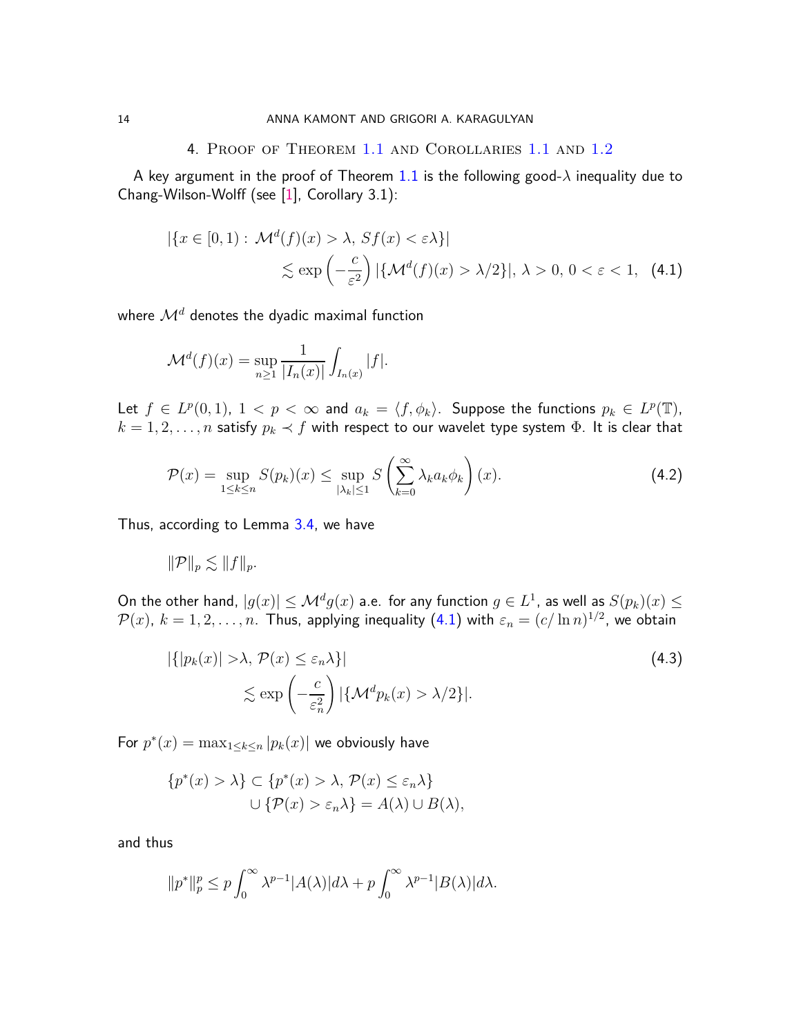## 4. Proof of Theorem 1.1 and Corollaries 1.1 and 1.2

A key argument in the proof of Theorem 1.1 is the following good-$\lambda$ inequality due to Chang-Wilson-Wolff (see [1], Corollary 3.1):

$$|\{x \in [0,1) : \mathcal{M}^d(f)(x) > \lambda,\ Sf(x) < \varepsilon\lambda\}| \lesssim \exp\left(-\frac{c}{\varepsilon^2}\right) |\{\mathcal{M}^d(f)(x) > \lambda/2\}|,\ \lambda > 0,\ 0 < \varepsilon < 1, \quad (4.1)$$

where $\mathcal{M}^d$ denotes the dyadic maximal function

$$\mathcal{M}^d(f)(x) = \sup_{n \geq 1} \frac{1}{|I_n(x)|} \int_{I_n(x)} |f|.$$

Let $f \in L^p(0,1)$, $1 < p < \infty$ and $a_k = \langle f, \phi_k \rangle$. Suppose the functions $p_k \in L^p(\mathbb{T})$, $k = 1, 2, \ldots, n$ satisfy $p_k \prec f$ with respect to our wavelet type system $\Phi$. It is clear that

$$\mathcal{P}(x) = \sup_{1 \leq k \leq n} S(p_k)(x) \leq \sup_{|\lambda_k| \leq 1} S\left(\sum_{k=0}^{\infty} \lambda_k a_k \phi_k\right)(x). \quad (4.2)$$

Thus, according to Lemma 3.4, we have

$$\|\mathcal{P}\|_p \lesssim \|f\|_p.$$

On the other hand, $|g(x)| \leq \mathcal{M}^d g(x)$ a.e. for any function $g \in L^1$, as well as $S(p_k)(x) \leq \mathcal{P}(x)$, $k = 1, 2, \ldots, n$. Thus, applying inequality (4.1) with $\varepsilon_n = (c/\ln n)^{1/2}$, we obtain

$$|\{|p_k(x)| > \lambda,\ \mathcal{P}(x) \leq \varepsilon_n \lambda\}| \lesssim \exp\left(-\frac{c}{\varepsilon_n^2}\right) |\{\mathcal{M}^d p_k(x) > \lambda/2\}|. \quad (4.3)$$

For $p^*(x) = \max_{1 \leq k \leq n} |p_k(x)|$ we obviously have

$$\{p^*(x) > \lambda\} \subset \{p^*(x) > \lambda,\ \mathcal{P}(x) \leq \varepsilon_n \lambda\} \cup \{\mathcal{P}(x) > \varepsilon_n \lambda\} = A(\lambda) \cup B(\lambda),$$

and thus

$$\|p^*\|_p^p \leq p \int_0^\infty \lambda^{p-1} |A(\lambda)| d\lambda + p \int_0^\infty \lambda^{p-1} |B(\lambda)| d\lambda.$$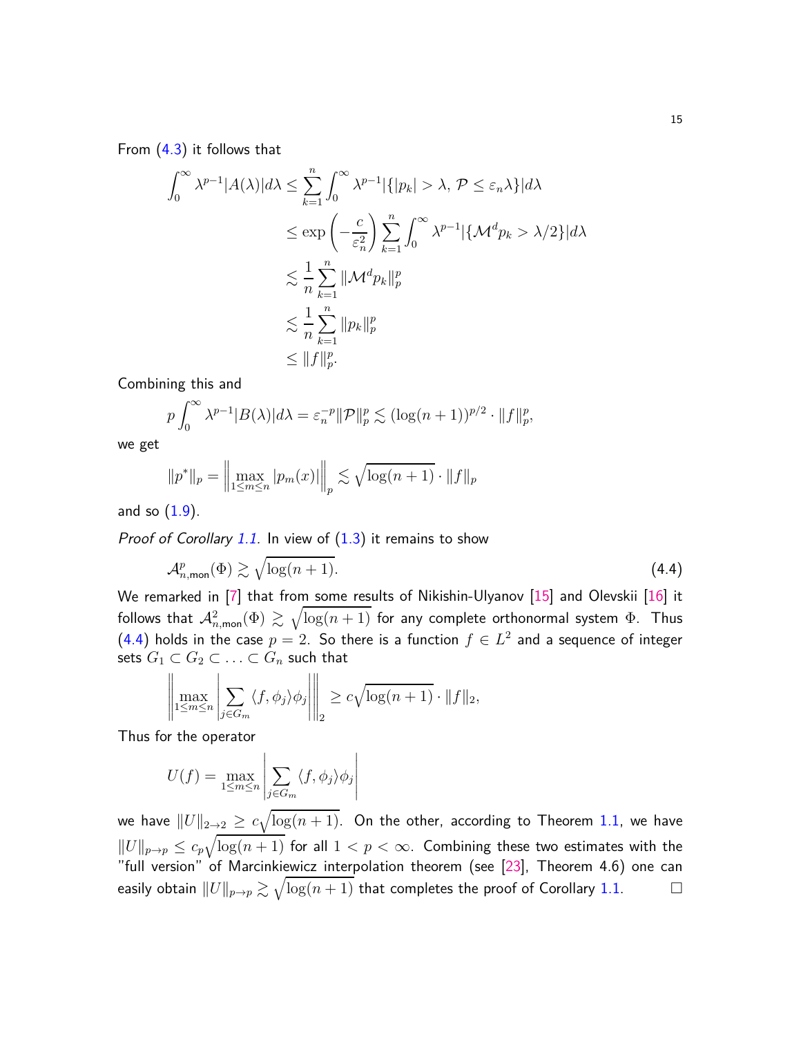From (4.3) it follows that

$$
\begin{aligned}
\int_0^\infty \lambda^{p-1}|A(\lambda)|d\lambda &\le \sum_{k=1}^n \int_0^\infty \lambda^{p-1}|\{|p_k|>\lambda,\, \mathcal{P}\le \varepsilon_n\lambda\}|d\lambda \\
&\le \exp\left(-\frac{c}{\varepsilon_n^2}\right)\sum_{k=1}^n \int_0^\infty \lambda^{p-1}|\{\mathcal{M}^d p_k>\lambda/2\}|d\lambda \\
&\lesssim \frac{1}{n}\sum_{k=1}^n \|\mathcal{M}^d p_k\|_p^p \\
&\lesssim \frac{1}{n}\sum_{k=1}^n \|p_k\|_p^p \\
&\le \|f\|_p^p.
\end{aligned}
$$

Combining this and

$$
p\int_0^\infty \lambda^{p-1}|B(\lambda)|d\lambda = \varepsilon_n^{-p}\|\mathcal{P}\|_p^p \lesssim (\log(n+1))^{p/2}\cdot \|f\|_p^p,
$$

we get

$$
\|p^*\|_p = \left\|\max_{1\le m\le n}|p_m(x)|\right\|_p \lesssim \sqrt{\log(n+1)}\cdot\|f\|_p
$$

and so (1.9).

*Proof of Corollary 1.1.* In view of (1.3) it remains to show

$$
\mathcal{A}^p_{n,\mathsf{mon}}(\Phi)\gtrsim \sqrt{\log(n+1)}. \tag{4.4}
$$

We remarked in [7] that from some results of Nikishin-Ulyanov [15] and Olevskii [16] it follows that $\mathcal{A}^2_{n,\mathsf{mon}}(\Phi)\gtrsim\sqrt{\log(n+1)}$ for any complete orthonormal system $\Phi$. Thus (4.4) holds in the case $p=2$. So there is a function $f\in L^2$ and a sequence of integer sets $G_1\subset G_2\subset\ldots\subset G_n$ such that

$$
\left\|\max_{1\le m\le n}\left|\sum_{j\in G_m}\langle f,\phi_j\rangle\phi_j\right|\right\|_2\ge c\sqrt{\log(n+1)}\cdot\|f\|_2,
$$

Thus for the operator

$$
U(f)=\max_{1\le m\le n}\left|\sum_{j\in G_m}\langle f,\phi_j\rangle\phi_j\right|
$$

we have $\|U\|_{2\to2}\ge c\sqrt{\log(n+1)}$. On the other, according to Theorem 1.1, we have $\|U\|_{p\to p}\le c_p\sqrt{\log(n+1)}$ for all $1<p<\infty$. Combining these two estimates with the "full version" of Marcinkiewicz interpolation theorem (see [23], Theorem 4.6) one can easily obtain $\|U\|_{p\to p}\gtrsim\sqrt{\log(n+1)}$ that completes the proof of Corollary 1.1. $\square$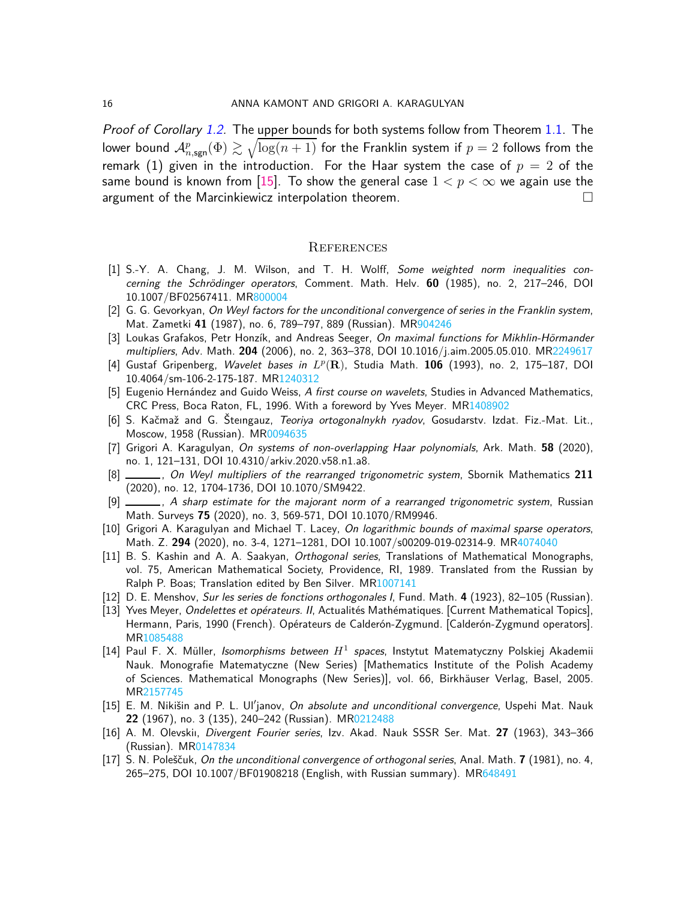*Proof of Corollary 1.2.* The upper bounds for both systems follow from Theorem 1.1. The lower bound $\mathcal{A}^p_{n,\mathsf{sgn}}(\Phi) \gtrsim \sqrt{\log(n+1)}$ for the Franklin system if $p = 2$ follows from the remark (1) given in the introduction. For the Haar system the case of $p = 2$ of the same bound is known from [15]. To show the general case $1 < p < \infty$ we again use the argument of the Marcinkiewicz interpolation theorem. □

## References

[1] S.-Y. A. Chang, J. M. Wilson, and T. H. Wolff, *Some weighted norm inequalities concerning the Schrödinger operators*, Comment. Math. Helv. **60** (1985), no. 2, 217–246, DOI 10.1007/BF02567411. MR800004

[2] G. G. Gevorkyan, *On Weyl factors for the unconditional convergence of series in the Franklin system*, Mat. Zametki **41** (1987), no. 6, 789–797, 889 (Russian). MR904246

[3] Loukas Grafakos, Petr Honzík, and Andreas Seeger, *On maximal functions for Mikhlin-Hörmander multipliers*, Adv. Math. **204** (2006), no. 2, 363–378, DOI 10.1016/j.aim.2005.05.010. MR2249617

[4] Gustaf Gripenberg, *Wavelet bases in $L^p(\mathbf{R})$*, Studia Math. **106** (1993), no. 2, 175–187, DOI 10.4064/sm-106-2-175-187. MR1240312

[5] Eugenio Hernández and Guido Weiss, *A first course on wavelets*, Studies in Advanced Mathematics, CRC Press, Boca Raton, FL, 1996. With a foreword by Yves Meyer. MR1408902

[6] S. Kačmaž and G. Šteıngauz, *Teoriya ortogonalnykh ryadov*, Gosudarstv. Izdat. Fiz.-Mat. Lit., Moscow, 1958 (Russian). MR0094635

[7] Grigori A. Karagulyan, *On systems of non-overlapping Haar polynomials*, Ark. Math. **58** (2020), no. 1, 121–131, DOI 10.4310/arkiv.2020.v58.n1.a8.

[8] ______, *On Weyl multipliers of the rearranged trigonometric system*, Sbornik Mathematics **211** (2020), no. 12, 1704-1736, DOI 10.1070/SM9422.

[9] ______, *A sharp estimate for the majorant norm of a rearranged trigonometric system*, Russian Math. Surveys **75** (2020), no. 3, 569-571, DOI 10.1070/RM9946.

[10] Grigori A. Karagulyan and Michael T. Lacey, *On logarithmic bounds of maximal sparse operators*, Math. Z. **294** (2020), no. 3-4, 1271–1281, DOI 10.1007/s00209-019-02314-9. MR4074040

[11] B. S. Kashin and A. A. Saakyan, *Orthogonal series*, Translations of Mathematical Monographs, vol. 75, American Mathematical Society, Providence, RI, 1989. Translated from the Russian by Ralph P. Boas; Translation edited by Ben Silver. MR1007141

[12] D. E. Menshov, *Sur les series de fonctions orthogonales I*, Fund. Math. **4** (1923), 82–105 (Russian).

[13] Yves Meyer, *Ondelettes et opérateurs. II*, Actualités Mathématiques. [Current Mathematical Topics], Hermann, Paris, 1990 (French). Opérateurs de Calderón-Zygmund. [Calderón-Zygmund operators]. MR1085488

[14] Paul F. X. Müller, *Isomorphisms between $H^1$ spaces*, Instytut Matematyczny Polskiej Akademii Nauk. Monografie Matematyczne (New Series) [Mathematics Institute of the Polish Academy of Sciences. Mathematical Monographs (New Series)], vol. 66, Birkhäuser Verlag, Basel, 2005. MR2157745

[15] E. M. Nikišin and P. L. Ul′janov, *On absolute and unconditional convergence*, Uspehi Mat. Nauk **22** (1967), no. 3 (135), 240–242 (Russian). MR0212488

[16] A. M. Olevskiı, *Divergent Fourier series*, Izv. Akad. Nauk SSSR Ser. Mat. **27** (1963), 343–366 (Russian). MR0147834

[17] S. N. Poleščuk, *On the unconditional convergence of orthogonal series*, Anal. Math. **7** (1981), no. 4, 265–275, DOI 10.1007/BF01908218 (English, with Russian summary). MR648491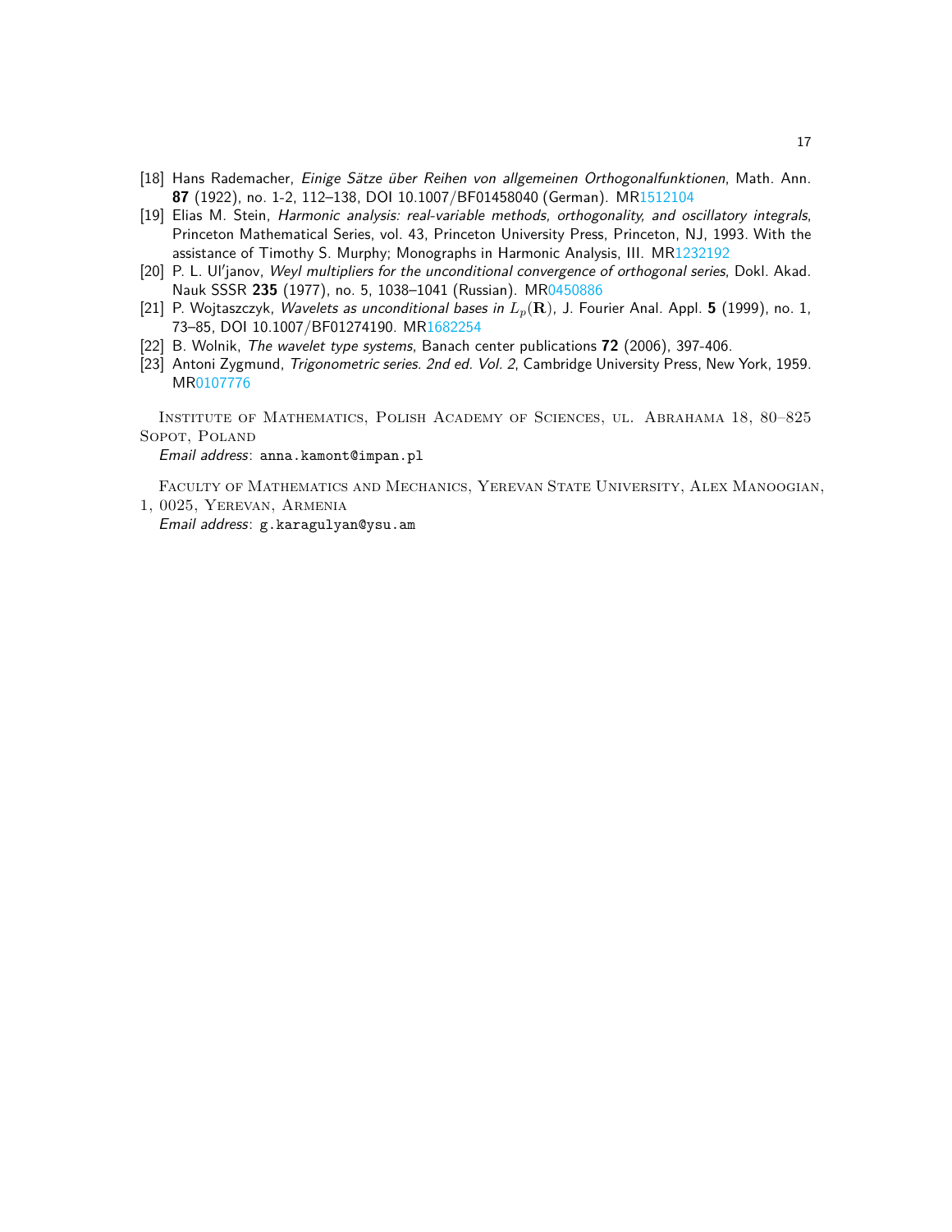[18] Hans Rademacher, *Einige Sätze über Reihen von allgemeinen Orthogonalfunktionen*, Math. Ann. **87** (1922), no. 1-2, 112–138, DOI 10.1007/BF01458040 (German). MR1512104

[19] Elias M. Stein, *Harmonic analysis: real-variable methods, orthogonality, and oscillatory integrals*, Princeton Mathematical Series, vol. 43, Princeton University Press, Princeton, NJ, 1993. With the assistance of Timothy S. Murphy; Monographs in Harmonic Analysis, III. MR1232192

[20] P. L. Ul′janov, *Weyl multipliers for the unconditional convergence of orthogonal series*, Dokl. Akad. Nauk SSSR **235** (1977), no. 5, 1038–1041 (Russian). MR0450886

[21] P. Wojtaszczyk, *Wavelets as unconditional bases in $L_p(\mathbf{R})$*, J. Fourier Anal. Appl. **5** (1999), no. 1, 73–85, DOI 10.1007/BF01274190. MR1682254

[22] B. Wolnik, *The wavelet type systems*, Banach center publications **72** (2006), 397-406.

[23] Antoni Zygmund, *Trigonometric series. 2nd ed. Vol. 2*, Cambridge University Press, New York, 1959. MR0107776

Institute of Mathematics, Polish Academy of Sciences, ul. Abrahama 18, 80–825 Sopot, Poland

*Email address*: anna.kamont@impan.pl

Faculty of Mathematics and Mechanics, Yerevan State University, Alex Manoogian, 1, 0025, Yerevan, Armenia

*Email address*: g.karagulyan@ysu.am